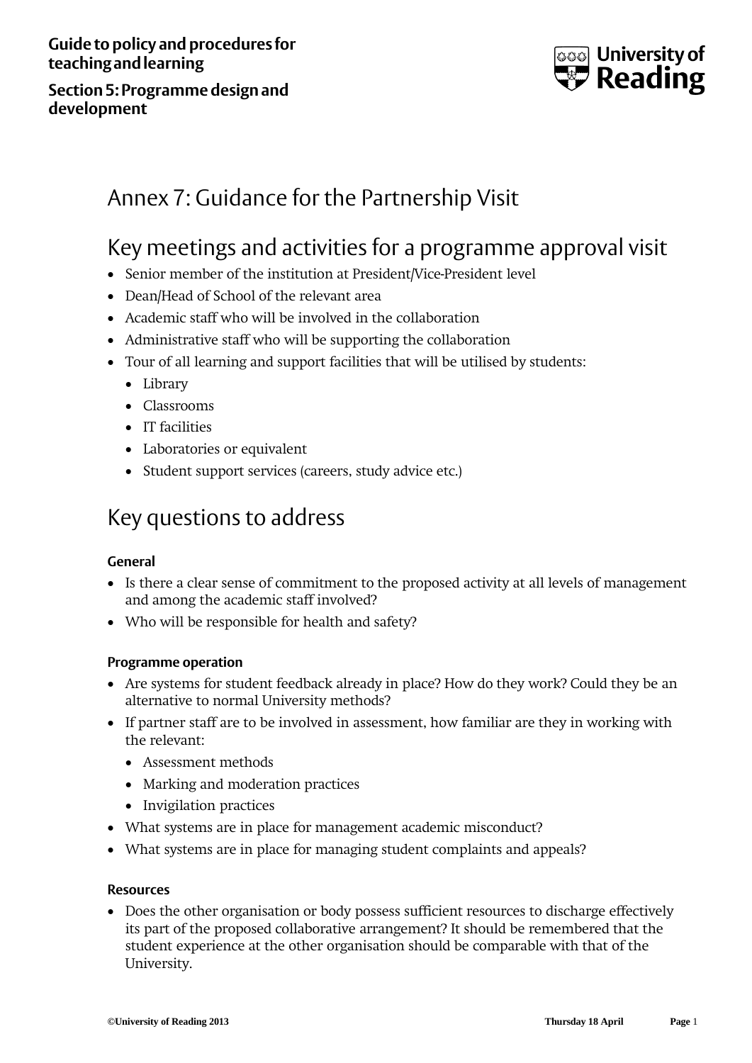**Guide to policy and procedures for teaching and learning**

**Section 5: Programme design and development**

# Annex 7: Guidance for the Partnership Visit

## Key meetings and activities for a programme approval visit

- Senior member of the institution at President/Vice-President level
- Dean/Head of School of the relevant area
- Academic staff who will be involved in the collaboration
- Administrative staff who will be supporting the collaboration
- Tour of all learning and support facilities that will be utilised by students:
  - Library
  - Classrooms
  - IT facilities
  - Laboratories or equivalent
  - Student support services (careers, study advice etc.)

## Key questions to address

### General

- Is there a clear sense of commitment to the proposed activity at all levels of management and among the academic staff involved?
- Who will be responsible for health and safety?

### Programme operation

- Are systems for student feedback already in place? How do they work? Could they be an alternative to normal University methods?
- If partner staff are to be involved in assessment, how familiar are they in working with the relevant:
  - Assessment methods
  - Marking and moderation practices
  - Invigilation practices
- What systems are in place for management academic misconduct?
- What systems are in place for managing student complaints and appeals?

### Resources

- Does the other organisation or body possess sufficient resources to discharge effectively its part of the proposed collaborative arrangement? It should be remembered that the student experience at the other organisation should be comparable with that of the University.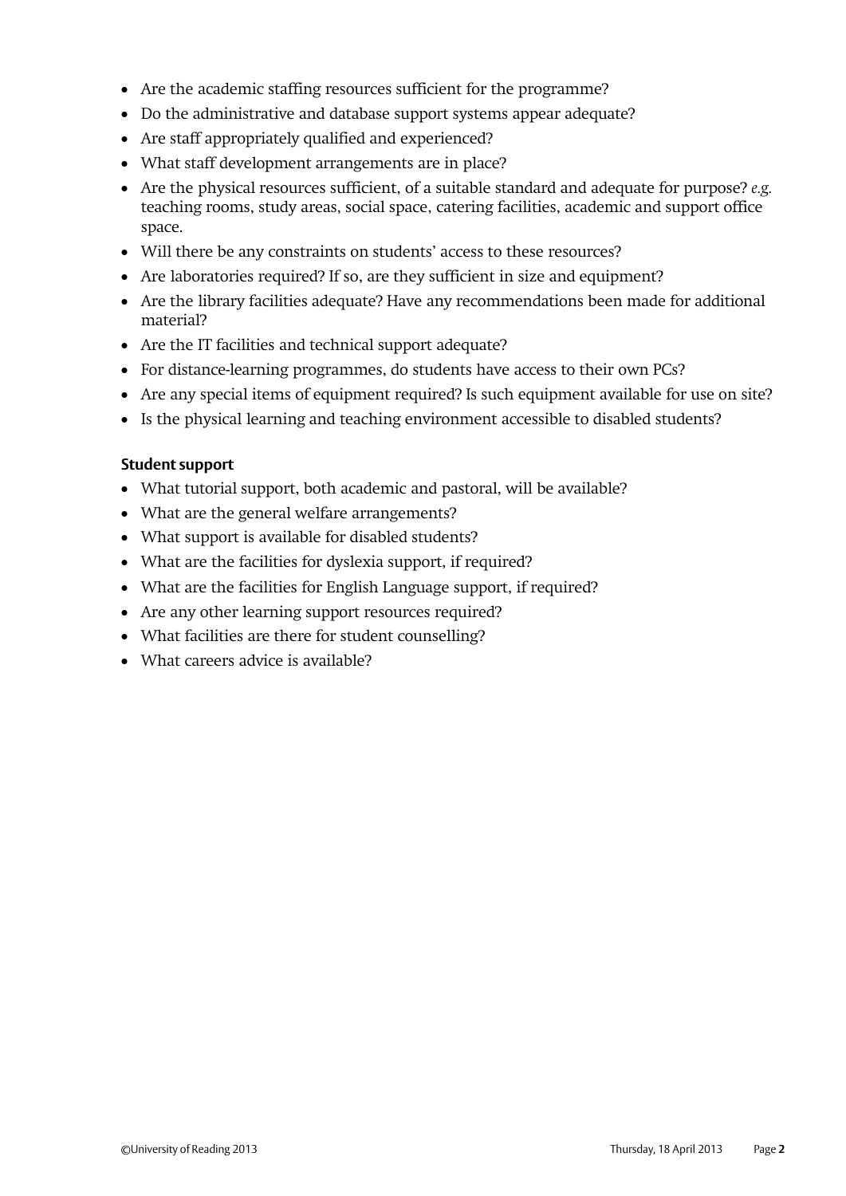- Are the academic staffing resources sufficient for the programme?
- Do the administrative and database support systems appear adequate?
- Are staff appropriately qualified and experienced?
- What staff development arrangements are in place?
- Are the physical resources sufficient, of a suitable standard and adequate for purpose? *e.g.* teaching rooms, study areas, social space, catering facilities, academic and support office space.
- Will there be any constraints on students' access to these resources?
- Are laboratories required? If so, are they sufficient in size and equipment?
- Are the library facilities adequate? Have any recommendations been made for additional material?
- Are the IT facilities and technical support adequate?
- For distance-learning programmes, do students have access to their own PCs?
- Are any special items of equipment required? Is such equipment available for use on site?
- Is the physical learning and teaching environment accessible to disabled students?

**Student support**

- What tutorial support, both academic and pastoral, will be available?
- What are the general welfare arrangements?
- What support is available for disabled students?
- What are the facilities for dyslexia support, if required?
- What are the facilities for English Language support, if required?
- Are any other learning support resources required?
- What facilities are there for student counselling?
- What careers advice is available?